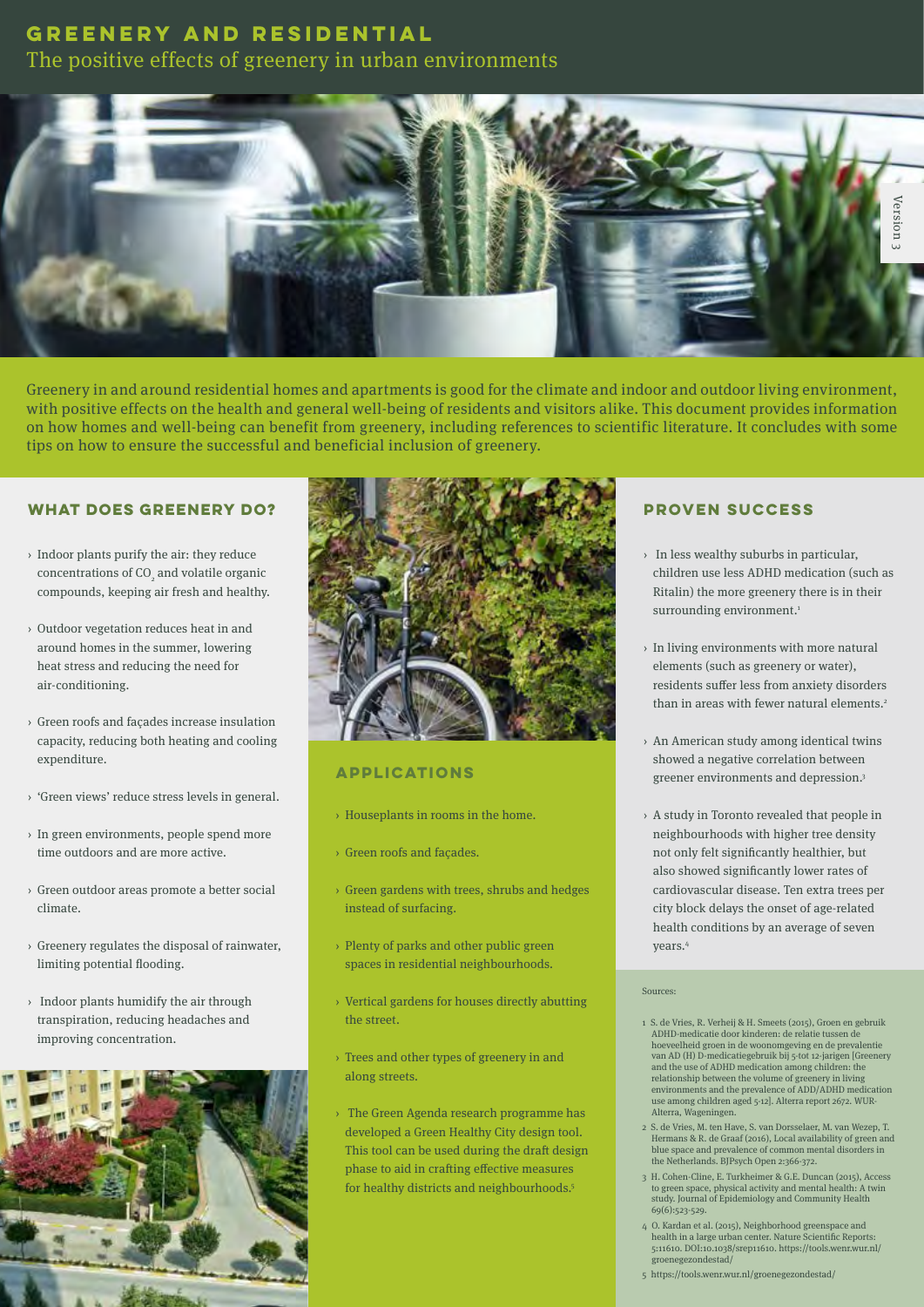# GREENERY AND RESIDENTIAL

## The positive effects of greenery in urban environments

Version 3

Greenery in and around residential homes and apartments is good for the climate and indoor and outdoor living environment, with positive effects on the health and general well-being of residents and visitors alike. This document provides information on how homes and well-being can benefit from greenery, including references to scientific literature. It concludes with some tips on how to ensure the successful and beneficial inclusion of greenery.

### WHAT DOES GREENERY DO?

- Indoor plants purify the air: they reduce concentrations of $CO_2$ and volatile organic compounds, keeping air fresh and healthy.
- Outdoor vegetation reduces heat in and around homes in the summer, lowering heat stress and reducing the need for air-conditioning.
- Green roofs and façades increase insulation capacity, reducing both heating and cooling expenditure.
- 'Green views' reduce stress levels in general.
- In green environments, people spend more time outdoors and are more active.
- Green outdoor areas promote a better social climate.
- Greenery regulates the disposal of rainwater, limiting potential flooding.
- Indoor plants humidify the air through transpiration, reducing headaches and improving concentration.

### APPLICATIONS

- Houseplants in rooms in the home.
- Green roofs and façades.
- Green gardens with trees, shrubs and hedges instead of surfacing.
- Plenty of parks and other public green spaces in residential neighbourhoods.
- Vertical gardens for houses directly abutting the street.
- Trees and other types of greenery in and along streets.
- The Green Agenda research programme has developed a Green Healthy City design tool. This tool can be used during the draft design phase to aid in crafting effective measures for healthy districts and neighbourhoods.[5]

### PROVEN SUCCESS

- In less wealthy suburbs in particular, children use less ADHD medication (such as Ritalin) the more greenery there is in their surrounding environment.[1]
- In living environments with more natural elements (such as greenery or water), residents suffer less from anxiety disorders than in areas with fewer natural elements.[2]
- An American study among identical twins showed a negative correlation between greener environments and depression.[3]
- A study in Toronto revealed that people in neighbourhoods with higher tree density not only felt significantly healthier, but also showed significantly lower rates of cardiovascular disease. Ten extra trees per city block delays the onset of age-related health conditions by an average of seven years.[4]

Sources:

1. S. de Vries, R. Verheij & H. Smeets (2015), Groen en gebruik ADHD-medicatie door kinderen: de relatie tussen de hoeveelheid groen in de woonomgeving en de prevalentie van AD (H) D-medicatiegebruik bij 5-tot 12-jarigen [Greenery and the use of ADHD medication among children: the relationship between the volume of greenery in living environments and the prevalence of ADD/ADHD medication use among children aged 5-12]. Alterra report 2672. WUR-Alterra, Wageningen.
2. S. de Vries, M. ten Have, S. van Dorsselaer, M. van Wezep, T. Hermans & R. de Graaf (2016), Local availability of green and blue space and prevalence of common mental disorders in the Netherlands. BJPsych Open 2:366-372.
3. H. Cohen-Cline, E. Turkheimer & G.E. Duncan (2015), Access to green space, physical activity and mental health: A twin study. Journal of Epidemiology and Community Health 69(6):523-529.
4. O. Kardan et al. (2015), Neighborhood greenspace and health in a large urban center. Nature Scientific Reports: 5:11610. DOI:10.1038/srep11610. https://tools.wenr.wur.nl/groenegezondestad/
5. https://tools.wenr.wur.nl/groenegezondestad/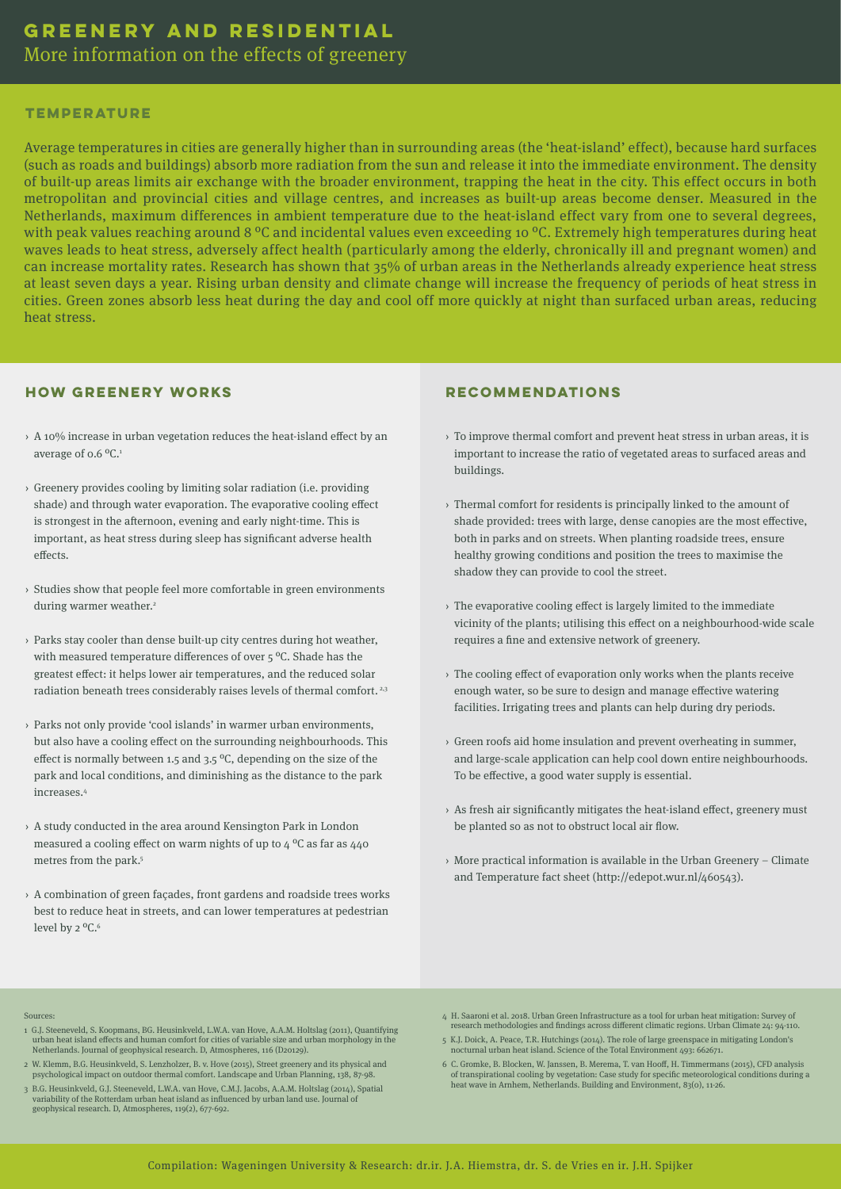# GREENERY AND RESIDENTIAL

More information on the effects of greenery

## TEMPERATURE

Average temperatures in cities are generally higher than in surrounding areas (the 'heat-island' effect), because hard surfaces (such as roads and buildings) absorb more radiation from the sun and release it into the immediate environment. The density of built-up areas limits air exchange with the broader environment, trapping the heat in the city. This effect occurs in both metropolitan and provincial cities and village centres, and increases as built-up areas become denser. Measured in the Netherlands, maximum differences in ambient temperature due to the heat-island effect vary from one to several degrees, with peak values reaching around 8 ºC and incidental values even exceeding 10 ºC. Extremely high temperatures during heat waves leads to heat stress, adversely affect health (particularly among the elderly, chronically ill and pregnant women) and can increase mortality rates. Research has shown that 35% of urban areas in the Netherlands already experience heat stress at least seven days a year. Rising urban density and climate change will increase the frequency of periods of heat stress in cities. Green zones absorb less heat during the day and cool off more quickly at night than surfaced urban areas, reducing heat stress.

## HOW GREENERY WORKS

- A 10% increase in urban vegetation reduces the heat-island effect by an average of 0.6 ºC.[1]
- Greenery provides cooling by limiting solar radiation (i.e. providing shade) and through water evaporation. The evaporative cooling effect is strongest in the afternoon, evening and early night-time. This is important, as heat stress during sleep has significant adverse health effects.
- Studies show that people feel more comfortable in green environments during warmer weather.[2]
- Parks stay cooler than dense built-up city centres during hot weather, with measured temperature differences of over 5 ºC. Shade has the greatest effect: it helps lower air temperatures, and the reduced solar radiation beneath trees considerably raises levels of thermal comfort.[2,3]
- Parks not only provide 'cool islands' in warmer urban environments, but also have a cooling effect on the surrounding neighbourhoods. This effect is normally between 1.5 and 3.5 ºC, depending on the size of the park and local conditions, and diminishing as the distance to the park increases.[4]
- A study conducted in the area around Kensington Park in London measured a cooling effect on warm nights of up to 4 ºC as far as 440 metres from the park.[5]
- A combination of green façades, front gardens and roadside trees works best to reduce heat in streets, and can lower temperatures at pedestrian level by 2 ºC.[6]

## RECOMMENDATIONS

- To improve thermal comfort and prevent heat stress in urban areas, it is important to increase the ratio of vegetated areas to surfaced areas and buildings.
- Thermal comfort for residents is principally linked to the amount of shade provided: trees with large, dense canopies are the most effective, both in parks and on streets. When planting roadside trees, ensure healthy growing conditions and position the trees to maximise the shadow they can provide to cool the street.
- The evaporative cooling effect is largely limited to the immediate vicinity of the plants; utilising this effect on a neighbourhood-wide scale requires a fine and extensive network of greenery.
- The cooling effect of evaporation only works when the plants receive enough water, so be sure to design and manage effective watering facilities. Irrigating trees and plants can help during dry periods.
- Green roofs aid home insulation and prevent overheating in summer, and large-scale application can help cool down entire neighbourhoods. To be effective, a good water supply is essential.
- As fresh air significantly mitigates the heat-island effect, greenery must be planted so as not to obstruct local air flow.
- More practical information is available in the Urban Greenery – Climate and Temperature fact sheet (http://edepot.wur.nl/460543).

Sources:

1. G.J. Steeneveld, S. Koopmans, BG. Heusinkveld, L.W.A. van Hove, A.A.M. Holtslag (2011), Quantifying urban heat island effects and human comfort for cities of variable size and urban morphology in the Netherlands. Journal of geophysical research. D, Atmospheres, 116 (D20129).
2. W. Klemm, B.G. Heusinkveld, S. Lenzholzer, B. v. Hove (2015), Street greenery and its physical and psychological impact on outdoor thermal comfort. Landscape and Urban Planning, 138, 87-98.
3. B.G. Heusinkveld, G.J. Steeneveld, L.W.A. van Hove, C.M.J. Jacobs, A.A.M. Holtslag (2014), Spatial variability of the Rotterdam urban heat island as influenced by urban land use. Journal of geophysical research. D, Atmospheres, 119(2), 677-692.
4. H. Saaroni et al. 2018. Urban Green Infrastructure as a tool for urban heat mitigation: Survey of research methodologies and findings across different climatic regions. Urban Climate 24: 94-110.
5. K.J. Doick, A. Peace, T.R. Hutchings (2014). The role of large greenspace in mitigating London's nocturnal urban heat island. Science of the Total Environment 493: 662671.
6. C. Gromke, B. Blocken, W. Janssen, B. Merema, T. van Hooff, H. Timmermans (2015), CFD analysis of transpirational cooling by vegetation: Case study for specific meteorological conditions during a heat wave in Arnhem, Netherlands. Building and Environment, 83(0), 11-26.

Compilation: Wageningen University & Research: dr.ir. J.A. Hiemstra, dr. S. de Vries en ir. J.H. Spijker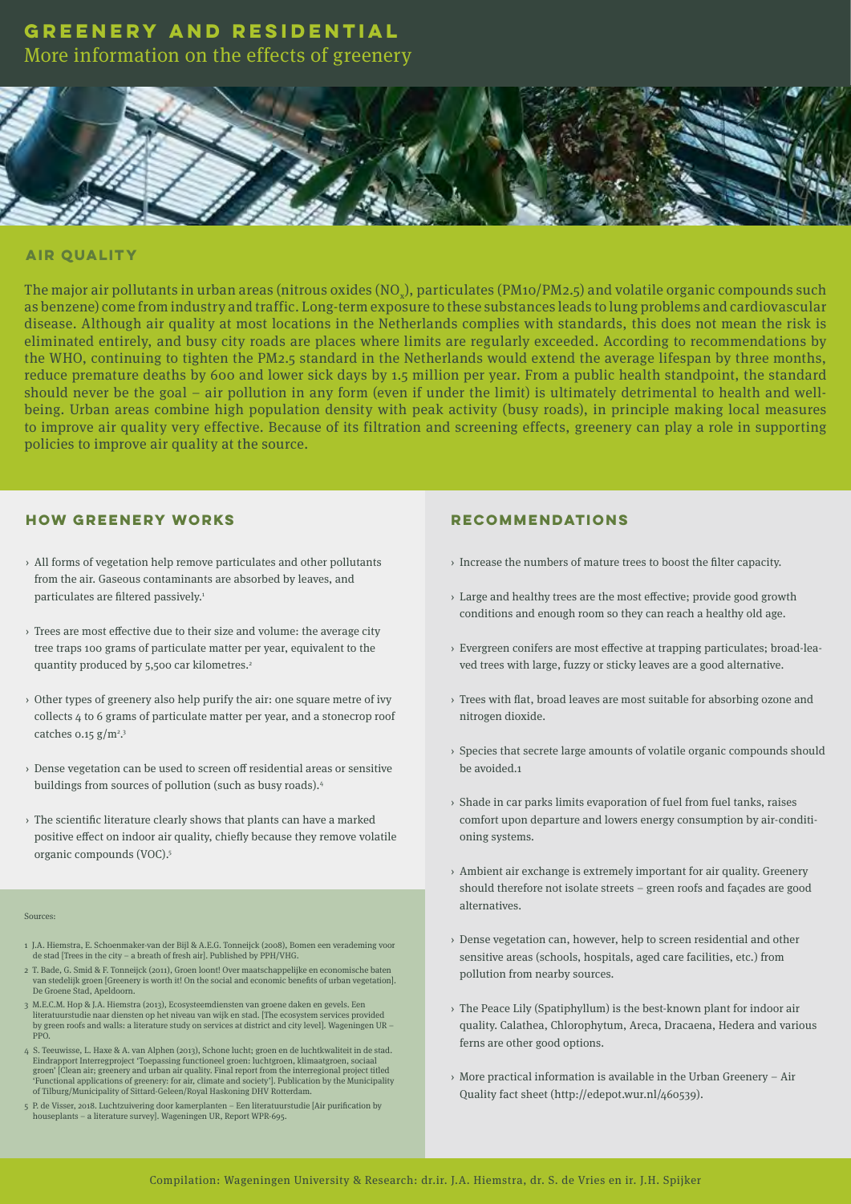# GREENERY AND RESIDENTIAL

More information on the effects of greenery

## AIR QUALITY

The major air pollutants in urban areas (nitrous oxides ($NO_x$), particulates (PM10/PM2.5) and volatile organic compounds such as benzene) come from industry and traffic. Long-term exposure to these substances leads to lung problems and cardiovascular disease. Although air quality at most locations in the Netherlands complies with standards, this does not mean the risk is eliminated entirely, and busy city roads are places where limits are regularly exceeded. According to recommendations by the WHO, continuing to tighten the PM2.5 standard in the Netherlands would extend the average lifespan by three months, reduce premature deaths by 600 and lower sick days by 1.5 million per year. From a public health standpoint, the standard should never be the goal – air pollution in any form (even if under the limit) is ultimately detrimental to health and well-being. Urban areas combine high population density with peak activity (busy roads), in principle making local measures to improve air quality very effective. Because of its filtration and screening effects, greenery can play a role in supporting policies to improve air quality at the source.

## HOW GREENERY WORKS

- All forms of vegetation help remove particulates and other pollutants from the air. Gaseous contaminants are absorbed by leaves, and particulates are filtered passively.[1]
- Trees are most effective due to their size and volume: the average city tree traps 100 grams of particulate matter per year, equivalent to the quantity produced by 5,500 car kilometres.[2]
- Other types of greenery also help purify the air: one square metre of ivy collects 4 to 6 grams of particulate matter per year, and a stonecrop roof catches 0.15 $g/m^2$.[3]
- Dense vegetation can be used to screen off residential areas or sensitive buildings from sources of pollution (such as busy roads).[4]
- The scientific literature clearly shows that plants can have a marked positive effect on indoor air quality, chiefly because they remove volatile organic compounds (VOC).[5]

Sources:

1. J.A. Hiemstra, E. Schoenmaker-van der Bijl & A.E.G. Tonneijck (2008), Bomen een verademing voor de stad [Trees in the city – a breath of fresh air]. Published by PPH/VHG.
2. T. Bade, G. Smid & F. Tonneijck (2011), Groen loont! Over maatschappelijke en economische baten van stedelijk groen [Greenery is worth it! On the social and economic benefits of urban vegetation]. De Groene Stad, Apeldoorn.
3. M.E.C.M. Hop & J.A. Hiemstra (2013), Ecosysteemdiensten van groene daken en gevels. Een literatuurstudie naar diensten op het niveau van wijk en stad. [The ecosystem services provided by green roofs and walls: a literature study on services at district and city level]. Wageningen UR – PPO.
4. S. Teeuwisse, L. Haxe & A. van Alphen (2013), Schone lucht; groen en de luchtkwaliteit in de stad. Eindrapport Interregproject 'Toepassing functioneel groen: luchtgroen, klimaatgroen, sociaal groen' [Clean air; greenery and urban air quality. Final report from the interregional project titled 'Functional applications of greenery: for air, climate and society']. Publication by the Municipality of Tilburg/Municipality of Sittard-Geleen/Royal Haskoning DHV Rotterdam.
5. P. de Visser, 2018. Luchtzuivering door kamerplanten – Een literatuurstudie [Air purification by houseplants – a literature survey]. Wageningen UR, Report WPR-695.

## RECOMMENDATIONS

- Increase the numbers of mature trees to boost the filter capacity.
- Large and healthy trees are the most effective; provide good growth conditions and enough room so they can reach a healthy old age.
- Evergreen conifers are most effective at trapping particulates; broad-leaved trees with large, fuzzy or sticky leaves are a good alternative.
- Trees with flat, broad leaves are most suitable for absorbing ozone and nitrogen dioxide.
- Species that secrete large amounts of volatile organic compounds should be avoided.1
- Shade in car parks limits evaporation of fuel from fuel tanks, raises comfort upon departure and lowers energy consumption by air-conditioning systems.
- Ambient air exchange is extremely important for air quality. Greenery should therefore not isolate streets – green roofs and façades are good alternatives.
- Dense vegetation can, however, help to screen residential and other sensitive areas (schools, hospitals, aged care facilities, etc.) from pollution from nearby sources.
- The Peace Lily (Spatiphyllum) is the best-known plant for indoor air quality. Calathea, Chlorophytum, Areca, Dracaena, Hedera and various ferns are other good options.
- More practical information is available in the Urban Greenery – Air Quality fact sheet (http://edepot.wur.nl/460539).

Compilation: Wageningen University & Research: dr.ir. J.A. Hiemstra, dr. S. de Vries en ir. J.H. Spijker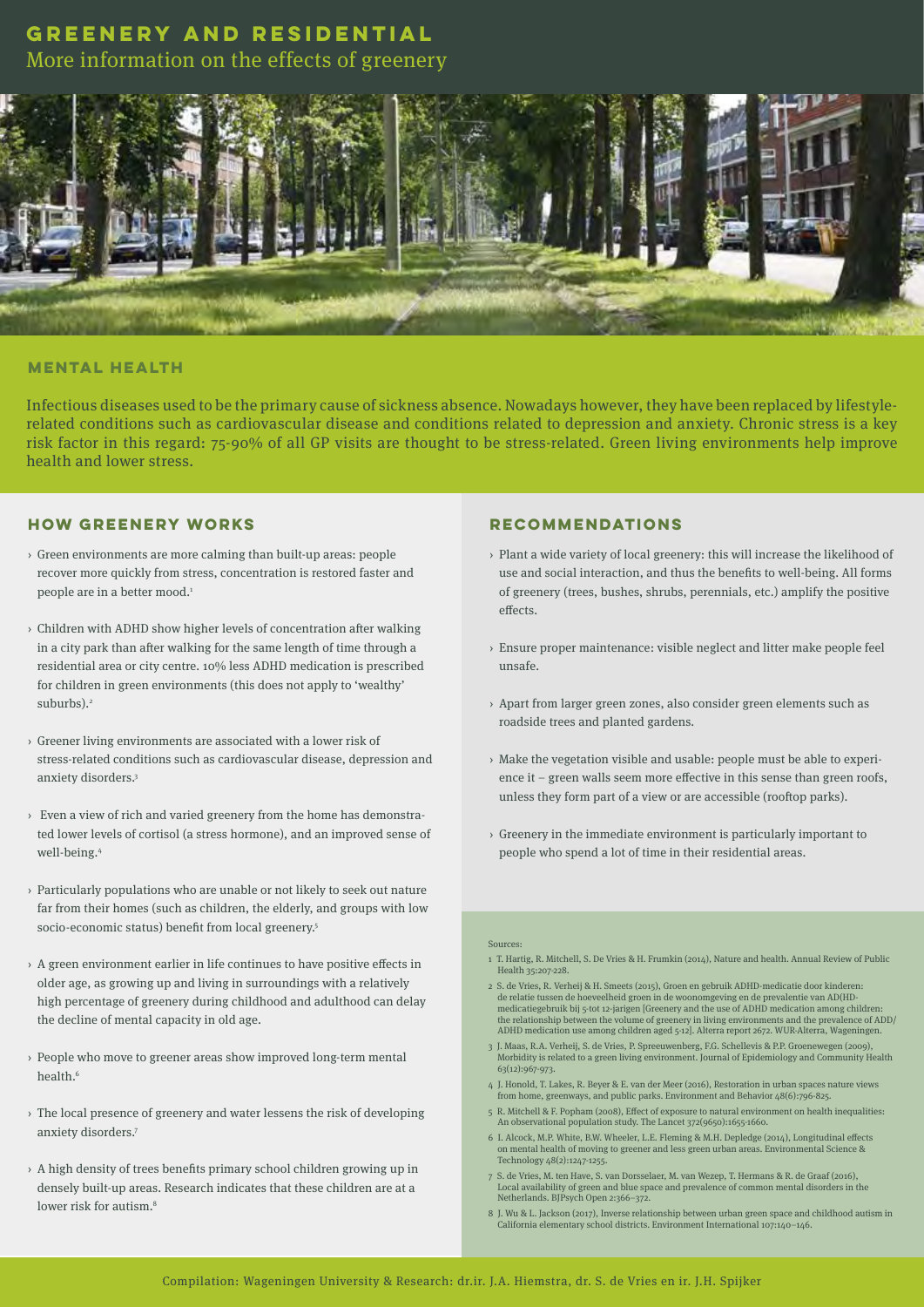# GREENERY AND RESIDENTIAL

## More information on the effects of greenery

## MENTAL HEALTH

Infectious diseases used to be the primary cause of sickness absence. Nowadays however, they have been replaced by lifestyle-related conditions such as cardiovascular disease and conditions related to depression and anxiety. Chronic stress is a key risk factor in this regard: 75-90% of all GP visits are thought to be stress-related. Green living environments help improve health and lower stress.

### HOW GREENERY WORKS

- Green environments are more calming than built-up areas: people recover more quickly from stress, concentration is restored faster and people are in a better mood.[1]
- Children with ADHD show higher levels of concentration after walking in a city park than after walking for the same length of time through a residential area or city centre. 10% less ADHD medication is prescribed for children in green environments (this does not apply to 'wealthy' suburbs).[2]
- Greener living environments are associated with a lower risk of stress-related conditions such as cardiovascular disease, depression and anxiety disorders.[3]
- Even a view of rich and varied greenery from the home has demonstrated lower levels of cortisol (a stress hormone), and an improved sense of well-being.[4]
- Particularly populations who are unable or not likely to seek out nature far from their homes (such as children, the elderly, and groups with low socio-economic status) benefit from local greenery.[5]
- A green environment earlier in life continues to have positive effects in older age, as growing up and living in surroundings with a relatively high percentage of greenery during childhood and adulthood can delay the decline of mental capacity in old age.
- People who move to greener areas show improved long-term mental health.[6]
- The local presence of greenery and water lessens the risk of developing anxiety disorders.[7]
- A high density of trees benefits primary school children growing up in densely built-up areas. Research indicates that these children are at a lower risk for autism.[8]

### RECOMMENDATIONS

- Plant a wide variety of local greenery: this will increase the likelihood of use and social interaction, and thus the benefits to well-being. All forms of greenery (trees, bushes, shrubs, perennials, etc.) amplify the positive effects.
- Ensure proper maintenance: visible neglect and litter make people feel unsafe.
- Apart from larger green zones, also consider green elements such as roadside trees and planted gardens.
- Make the vegetation visible and usable: people must be able to experience it – green walls seem more effective in this sense than green roofs, unless they form part of a view or are accessible (rooftop parks).
- Greenery in the immediate environment is particularly important to people who spend a lot of time in their residential areas.

Sources:

1. T. Hartig, R. Mitchell, S. De Vries & H. Frumkin (2014), Nature and health. Annual Review of Public Health 35:207-228.
2. S. de Vries, R. Verheij & H. Smeets (2015), Groen en gebruik ADHD-medicatie door kinderen: de relatie tussen de hoeveelheid groen in de woonomgeving en de prevalentie van AD(HD-medicatiegebruik bij 5-tot 12-jarigen [Greenery and the use of ADHD medication among children: the relationship between the volume of greenery in living environments and the prevalence of ADD/ADHD medication use among children aged 5-12]. Alterra report 2672. WUR-Alterra, Wageningen.
3. J. Maas, R.A. Verheij, S. de Vries, P. Spreeuwenberg, F.G. Schellevis & P.P. Groenewegen (2009), Morbidity is related to a green living environment. Journal of Epidemiology and Community Health 63(12):967-973.
4. J. Honold, T. Lakes, R. Beyer & E. van der Meer (2016), Restoration in urban spaces nature views from home, greenways, and public parks. Environment and Behavior 48(6):796-825.
5. R. Mitchell & F. Popham (2008), Effect of exposure to natural environment on health inequalities: An observational population study. The Lancet 372(9650):1655-1660.
6. I. Alcock, M.P. White, B.W. Wheeler, L.E. Fleming & M.H. Depledge (2014), Longitudinal effects on mental health of moving to greener and less green urban areas. Environmental Science & Technology 48(2):1247-1255.
7. S. de Vries, M. ten Have, S. van Dorsselaer, M. van Wezep, T. Hermans & R. de Graaf (2016), Local availability of green and blue space and prevalence of common mental disorders in the Netherlands. BJPsych Open 2:366–372.
8. J. Wu & L. Jackson (2017), Inverse relationship between urban green space and childhood autism in California elementary school districts. Environment International 107:140–146.

Compilation: Wageningen University & Research: dr.ir. J.A. Hiemstra, dr. S. de Vries en ir. J.H. Spijker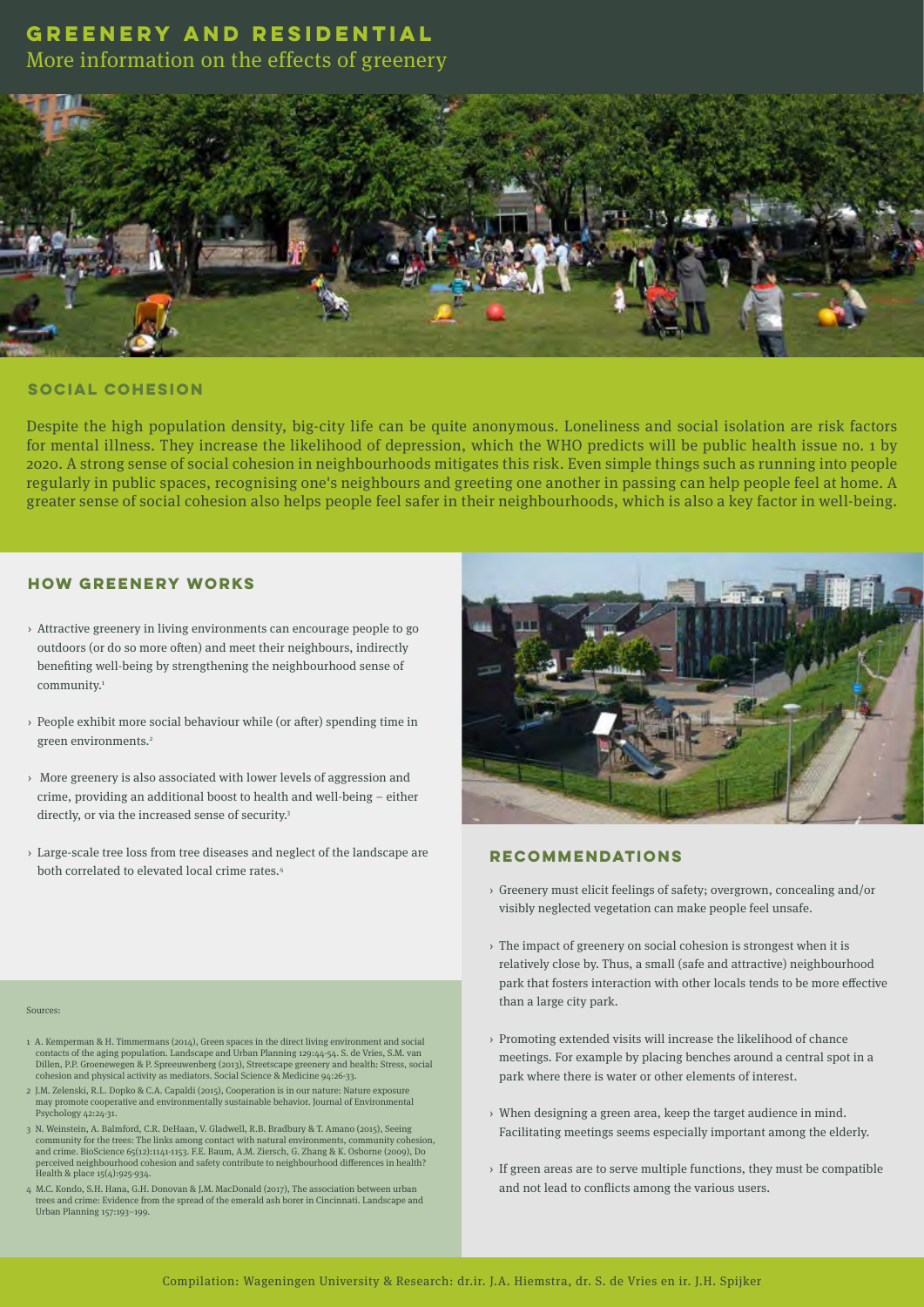# GREENERY AND RESIDENTIAL

More information on the effects of greenery

## SOCIAL COHESION

Despite the high population density, big-city life can be quite anonymous. Loneliness and social isolation are risk factors for mental illness. They increase the likelihood of depression, which the WHO predicts will be public health issue no. 1 by 2020. A strong sense of social cohesion in neighbourhoods mitigates this risk. Even simple things such as running into people regularly in public spaces, recognising one's neighbours and greeting one another in passing can help people feel at home. A greater sense of social cohesion also helps people feel safer in their neighbourhoods, which is also a key factor in well-being.

## HOW GREENERY WORKS

- Attractive greenery in living environments can encourage people to go outdoors (or do so more often) and meet their neighbours, indirectly benefiting well-being by strengthening the neighbourhood sense of community.[1]
- People exhibit more social behaviour while (or after) spending time in green environments.[2]
- More greenery is also associated with lower levels of aggression and crime, providing an additional boost to health and well-being – either directly, or via the increased sense of security.[3]
- Large-scale tree loss from tree diseases and neglect of the landscape are both correlated to elevated local crime rates.[4]

Sources:

1. A. Kemperman & H. Timmermans (2014), Green spaces in the direct living environment and social contacts of the aging population. Landscape and Urban Planning 129:44-54. S. de Vries, S.M. van Dillen, P.P. Groenewegen & P. Spreeuwenberg (2013), Streetscape greenery and health: Stress, social cohesion and physical activity as mediators. Social Science & Medicine 94:26-33.
2. J.M. Zelenski, R.L. Dopko & C.A. Capaldi (2015), Cooperation is in our nature: Nature exposure may promote cooperative and environmentally sustainable behavior. Journal of Environmental Psychology 42:24-31.
3. N. Weinstein, A. Balmford, C.R. DeHaan, V. Gladwell, R.B. Bradbury & T. Amano (2015), Seeing community for the trees: The links among contact with natural environments, community cohesion, and crime. BioScience 65(12):1141-1153. F.E. Baum, A.M. Ziersch, G. Zhang & K. Osborne (2009), Do perceived neighbourhood cohesion and safety contribute to neighbourhood differences in health? Health & place 15(4):925-934.
4. M.C. Kondo, S.H. Hana, G.H. Donovan & J.M. MacDonald (2017), The association between urban trees and crime: Evidence from the spread of the emerald ash borer in Cincinnati. Landscape and Urban Planning 157:193–199.

## RECOMMENDATIONS

- Greenery must elicit feelings of safety; overgrown, concealing and/or visibly neglected vegetation can make people feel unsafe.
- The impact of greenery on social cohesion is strongest when it is relatively close by. Thus, a small (safe and attractive) neighbourhood park that fosters interaction with other locals tends to be more effective than a large city park.
- Promoting extended visits will increase the likelihood of chance meetings. For example by placing benches around a central spot in a park where there is water or other elements of interest.
- When designing a green area, keep the target audience in mind. Facilitating meetings seems especially important among the elderly.
- If green areas are to serve multiple functions, they must be compatible and not lead to conflicts among the various users.

Compilation: Wageningen University & Research: dr.ir. J.A. Hiemstra, dr. S. de Vries en ir. J.H. Spijker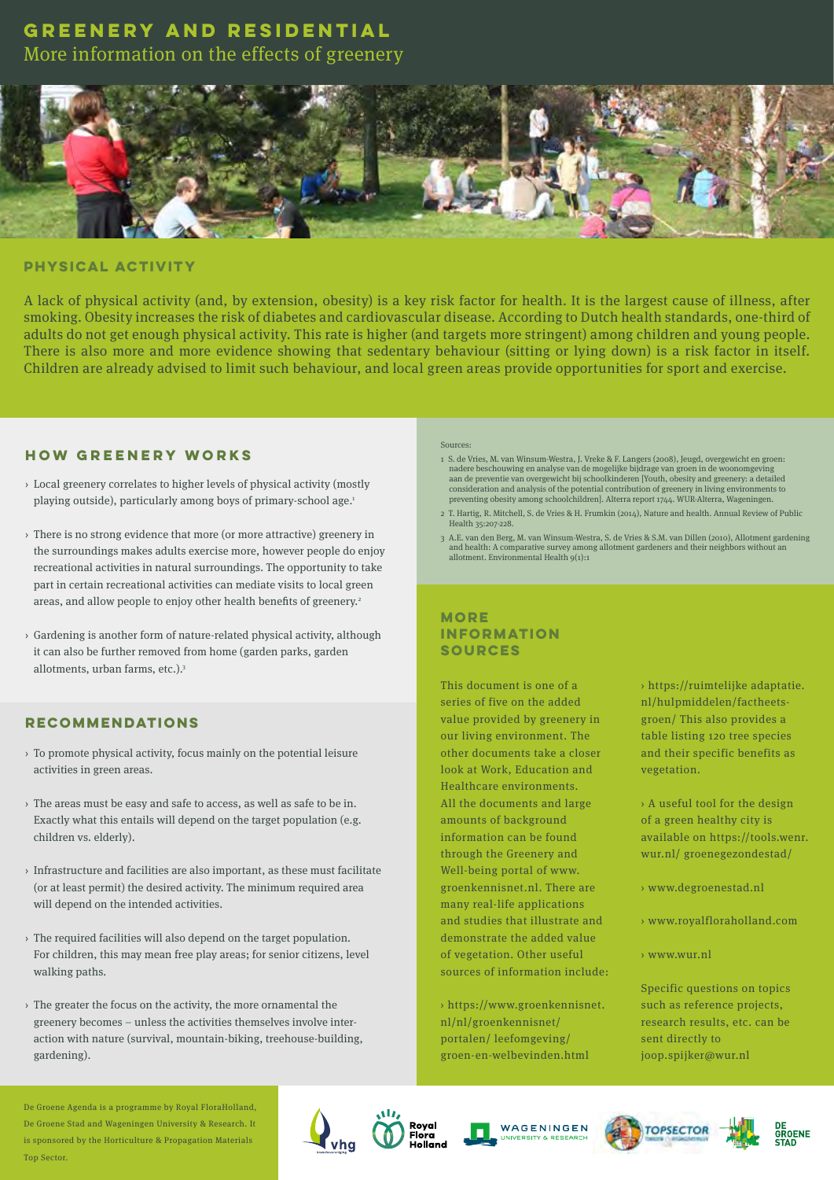# GREENERY AND RESIDENTIAL

More information on the effects of greenery

## PHYSICAL ACTIVITY

A lack of physical activity (and, by extension, obesity) is a key risk factor for health. It is the largest cause of illness, after smoking. Obesity increases the risk of diabetes and cardiovascular disease. According to Dutch health standards, one-third of adults do not get enough physical activity. This rate is higher (and targets more stringent) among children and young people. There is also more and more evidence showing that sedentary behaviour (sitting or lying down) is a risk factor in itself. Children are already advised to limit such behaviour, and local green areas provide opportunities for sport and exercise.

## HOW GREENERY WORKS

› Local greenery correlates to higher levels of physical activity (mostly playing outside), particularly among boys of primary-school age.[1]

› There is no strong evidence that more (or more attractive) greenery in the surroundings makes adults exercise more, however people do enjoy recreational activities in natural surroundings. The opportunity to take part in certain recreational activities can mediate visits to local green areas, and allow people to enjoy other health benefits of greenery.[2]

› Gardening is another form of nature-related physical activity, although it can also be further removed from home (garden parks, garden allotments, urban farms, etc.).[3]

## RECOMMENDATIONS

› To promote physical activity, focus mainly on the potential leisure activities in green areas.

› The areas must be easy and safe to access, as well as safe to be in. Exactly what this entails will depend on the target population (e.g. children vs. elderly).

› Infrastructure and facilities are also important, as these must facilitate (or at least permit) the desired activity. The minimum required area will depend on the intended activities.

› The required facilities will also depend on the target population. For children, this may mean free play areas; for senior citizens, level walking paths.

› The greater the focus on the activity, the more ornamental the greenery becomes – unless the activities themselves involve interaction with nature (survival, mountain-biking, treehouse-building, gardening).

Sources:

1 S. de Vries, M. van Winsum-Westra, J. Vreke & F. Langers (2008), Jeugd, overgewicht en groen: nadere beschouwing en analyse van de mogelijke bijdrage van groen in de woonomgeving aan de preventie van overgewicht bij schoolkinderen [Youth, obesity and greenery: a detailed consideration and analysis of the potential contribution of greenery in living environments to preventing obesity among schoolchildren]. Alterra report 1744. WUR-Alterra, Wageningen.

2 T. Hartig, R. Mitchell, S. de Vries & H. Frumkin (2014), Nature and health. Annual Review of Public Health 35:207-228.

3 A.E. van den Berg, M. van Winsum-Westra, S. de Vries & S.M. van Dillen (2010), Allotment gardening and health: A comparative survey among allotment gardeners and their neighbors without an allotment. Environmental Health 9(1):1

## MORE INFORMATION SOURCES

This document is one of a series of five on the added value provided by greenery in our living environment. The other documents take a closer look at Work, Education and Healthcare environments. All the documents and large amounts of background information can be found through the Greenery and Well-being portal of www.groenkennisnet.nl. There are many real-life applications and studies that illustrate and demonstrate the added value of vegetation. Other useful sources of information include:

› https://www.groenkennisnet.nl/nl/groenkennisnet/portalen/leefomgeving/groen-en-welbevinden.html

› https://ruimtelijke adaptatie.nl/hulpmiddelen/factheets-groen/ This also provides a table listing 120 tree species and their specific benefits as vegetation.

› A useful tool for the design of a green healthy city is available on https://tools.wenr.wur.nl/groenegezondestad/

› www.degroenestad.nl

› www.royalfloraholland.com

› www.wur.nl

Specific questions on topics such as reference projects, research results, etc. can be sent directly to joop.spijker@wur.nl

De Groene Agenda is a programme by Royal FloraHolland, De Groene Stad and Wageningen University & Research. It is sponsored by the Horticulture & Propagation Materials Top Sector.